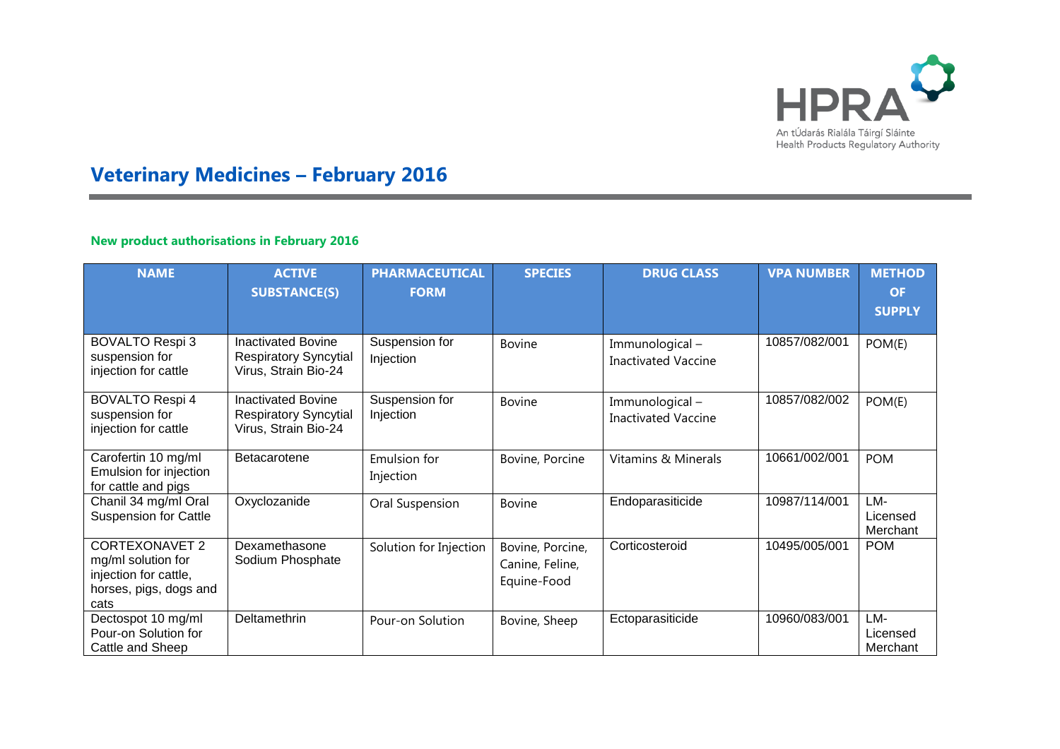# Veterinary Medicines – February 2016

## New product authorisations in February 2016

| NAME | ACTIVE SUBSTANCE(S) | PHARMACEUTICAL FORM | SPECIES | DRUG CLASS | VPA NUMBER | METHOD OF SUPPLY |
|---|---|---|---|---|---|---|
| BOVALTO Respi 3 suspension for injection for cattle | Inactivated Bovine Respiratory Syncytial Virus, Strain Bio-24 | Suspension for Injection | Bovine | Immunological – Inactivated Vaccine | 10857/082/001 | POM(E) |
| BOVALTO Respi 4 suspension for injection for cattle | Inactivated Bovine Respiratory Syncytial Virus, Strain Bio-24 | Suspension for Injection | Bovine | Immunological – Inactivated Vaccine | 10857/082/002 | POM(E) |
| Carofertin 10 mg/ml Emulsion for injection for cattle and pigs | Betacarotene | Emulsion for Injection | Bovine, Porcine | Vitamins & Minerals | 10661/002/001 | POM |
| Chanil 34 mg/ml Oral Suspension for Cattle | Oxyclozanide | Oral Suspension | Bovine | Endoparasiticide | 10987/114/001 | LM- Licensed Merchant |
| CORTEXONAVET 2 mg/ml solution for injection for cattle, horses, pigs, dogs and cats | Dexamethasone Sodium Phosphate | Solution for Injection | Bovine, Porcine, Canine, Feline, Equine-Food | Corticosteroid | 10495/005/001 | POM |
| Dectospot 10 mg/ml Pour-on Solution for Cattle and Sheep | Deltamethrin | Pour-on Solution | Bovine, Sheep | Ectoparasiticide | 10960/083/001 | LM- Licensed Merchant |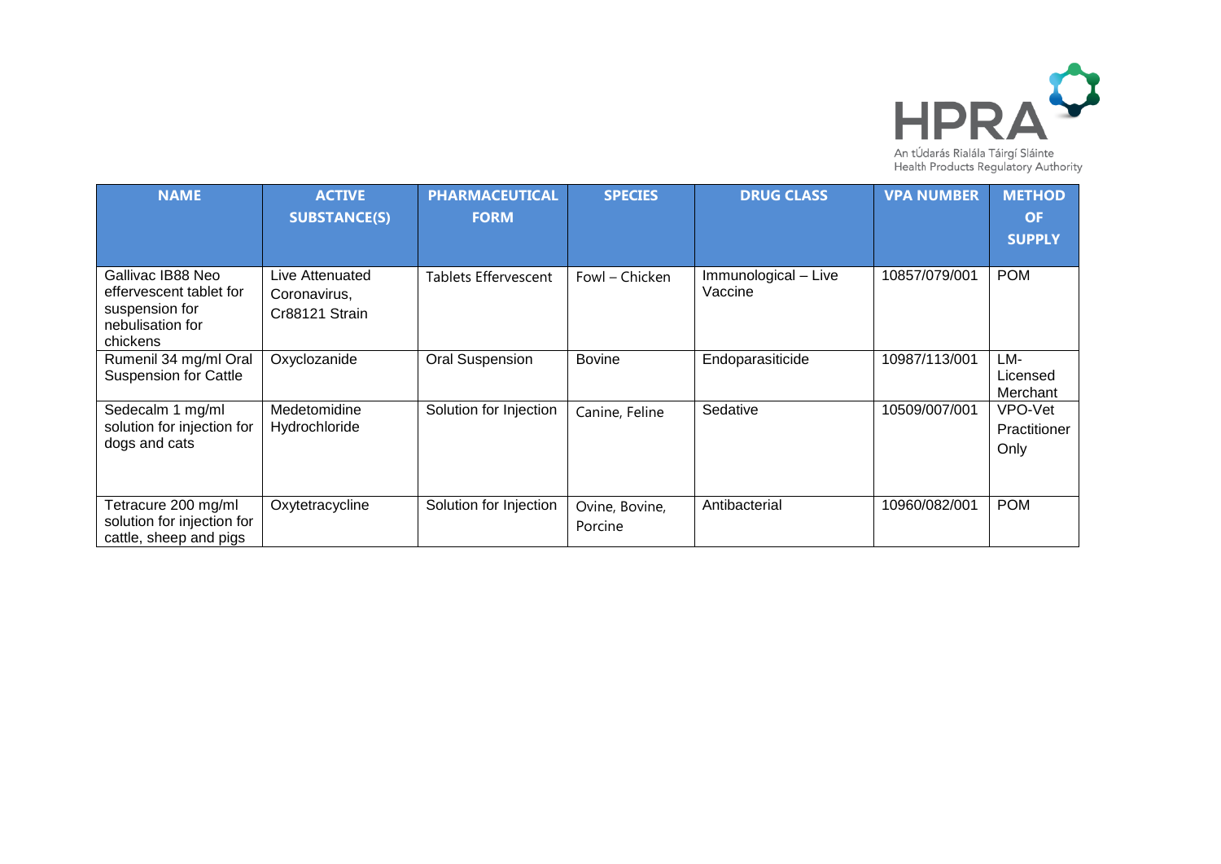| NAME | ACTIVE SUBSTANCE(S) | PHARMACEUTICAL FORM | SPECIES | DRUG CLASS | VPA NUMBER | METHOD OF SUPPLY |
| --- | --- | --- | --- | --- | --- | --- |
| Gallivac IB88 Neo effervescent tablet for suspension for nebulisation for chickens | Live Attenuated Coronavirus, Cr88121 Strain | Tablets Effervescent | Fowl – Chicken | Immunological – Live Vaccine | 10857/079/001 | POM |
| Rumenil 34 mg/ml Oral Suspension for Cattle | Oxyclozanide | Oral Suspension | Bovine | Endoparasiticide | 10987/113/001 | LM-Licensed Merchant |
| Sedecalm 1 mg/ml solution for injection for dogs and cats | Medetomidine Hydrochloride | Solution for Injection | Canine, Feline | Sedative | 10509/007/001 | VPO-Vet Practitioner Only |
| Tetracure 200 mg/ml solution for injection for cattle, sheep and pigs | Oxytetracycline | Solution for Injection | Ovine, Bovine, Porcine | Antibacterial | 10960/082/001 | POM |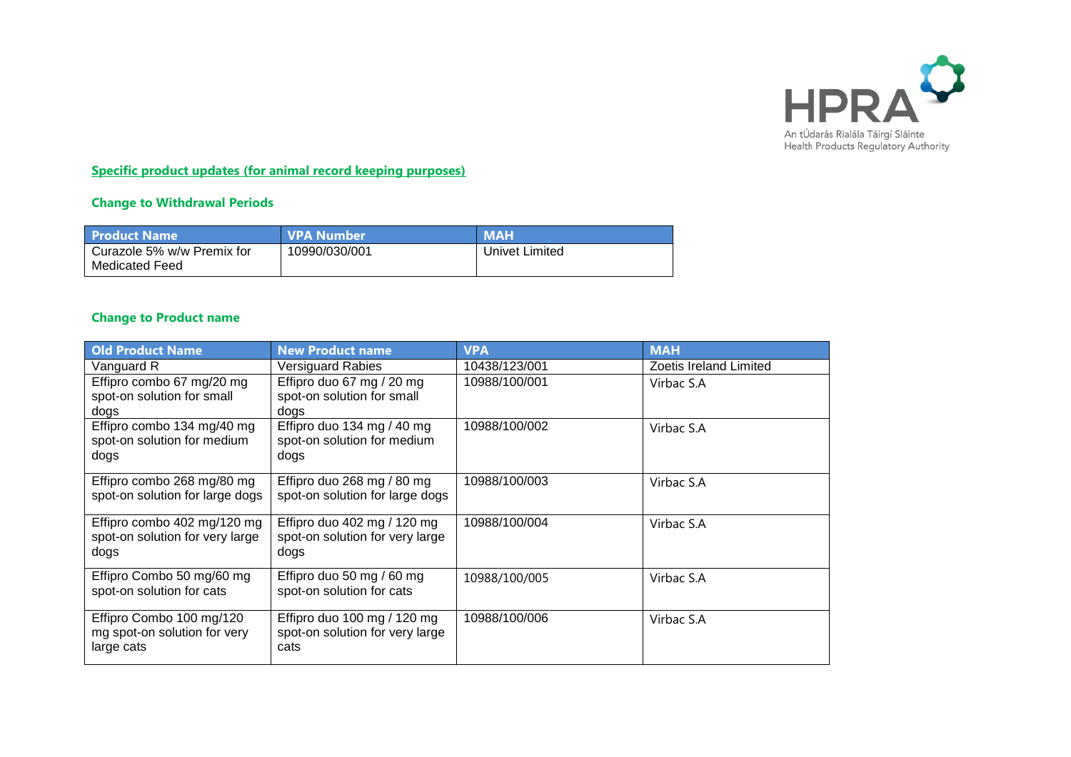## Specific product updates (for animal record keeping purposes)

### Change to Withdrawal Periods

| Product Name | VPA Number | MAH |
|---|---|---|
| Curazole 5% w/w Premix for Medicated Feed | 10990/030/001 | Univet Limited |

### Change to Product name

| Old Product Name | New Product name | VPA | MAH |
|---|---|---|---|
| Vanguard R | Versiguard Rabies | 10438/123/001 | Zoetis Ireland Limited |
| Effipro combo 67 mg/20 mg spot-on solution for small dogs | Effipro duo 67 mg / 20 mg spot-on solution for small dogs | 10988/100/001 | Virbac S.A |
| Effipro combo 134 mg/40 mg spot-on solution for medium dogs | Effipro duo 134 mg / 40 mg spot-on solution for medium dogs | 10988/100/002 | Virbac S.A |
| Effipro combo 268 mg/80 mg spot-on solution for large dogs | Effipro duo 268 mg / 80 mg spot-on solution for large dogs | 10988/100/003 | Virbac S.A |
| Effipro combo 402 mg/120 mg spot-on solution for very large dogs | Effipro duo 402 mg / 120 mg spot-on solution for very large dogs | 10988/100/004 | Virbac S.A |
| Effipro Combo 50 mg/60 mg spot-on solution for cats | Effipro duo 50 mg / 60 mg spot-on solution for cats | 10988/100/005 | Virbac S.A |
| Effipro Combo 100 mg/120 mg spot-on solution for very large cats | Effipro duo 100 mg / 120 mg spot-on solution for very large cats | 10988/100/006 | Virbac S.A |